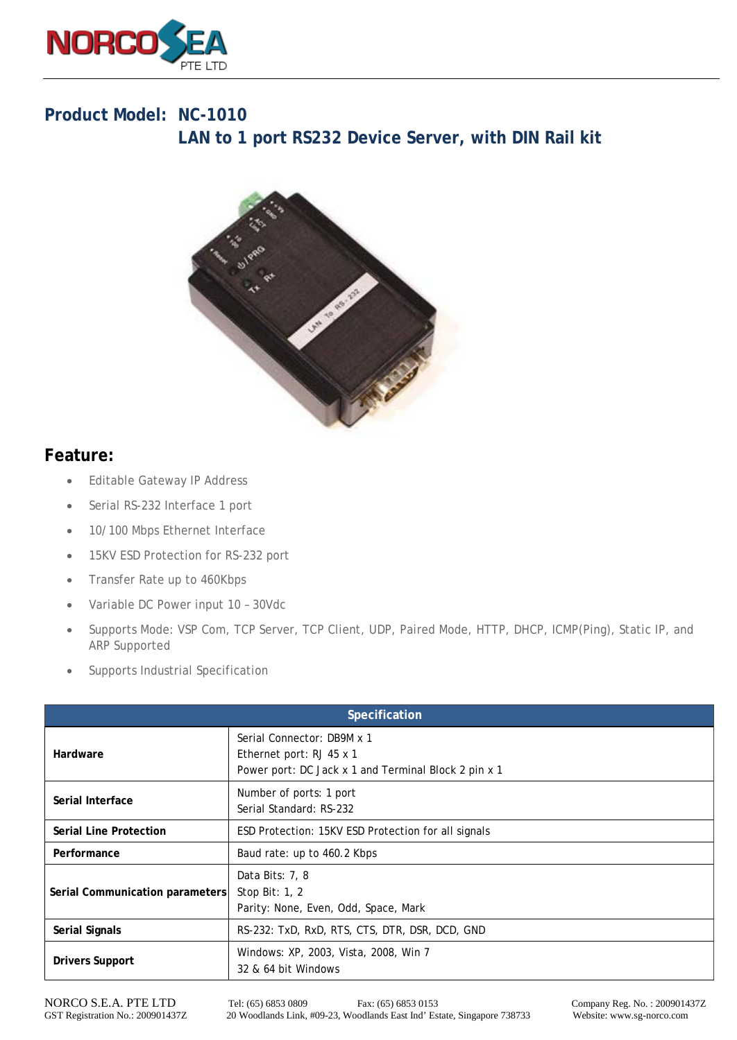# Product Model: NC-1010
## LAN to 1 port RS232 Device Server, with DIN Rail kit

## Feature:

- Editable Gateway IP Address
- Serial RS-232 Interface 1 port
- 10/100 Mbps Ethernet Interface
- 15KV ESD Protection for RS-232 port
- Transfer Rate up to 460Kbps
- Variable DC Power input 10 – 30Vdc
- Supports Mode: VSP Com, TCP Server, TCP Client, UDP, Paired Mode, HTTP, DHCP, ICMP(Ping), Static IP, and ARP Supported
- Supports Industrial Specification

| Specification | |
|---|---|
| **Hardware** | Serial Connector: DB9M x 1<br>Ethernet port: RJ 45 x 1<br>Power port: DC Jack x 1 and Terminal Block 2 pin x 1 |
| **Serial Interface** | Number of ports: 1 port<br>Serial Standard: RS-232 |
| **Serial Line Protection** | ESD Protection: 15KV ESD Protection for all signals |
| **Performance** | Baud rate: up to 460.2 Kbps |
| **Serial Communication parameters** | Data Bits: 7, 8<br>Stop Bit: 1, 2<br>Parity: None, Even, Odd, Space, Mark |
| **Serial Signals** | RS-232: TxD, RxD, RTS, CTS, DTR, DSR, DCD, GND |
| **Drivers Support** | Windows: XP, 2003, Vista, 2008, Win 7<br>32 & 64 bit Windows |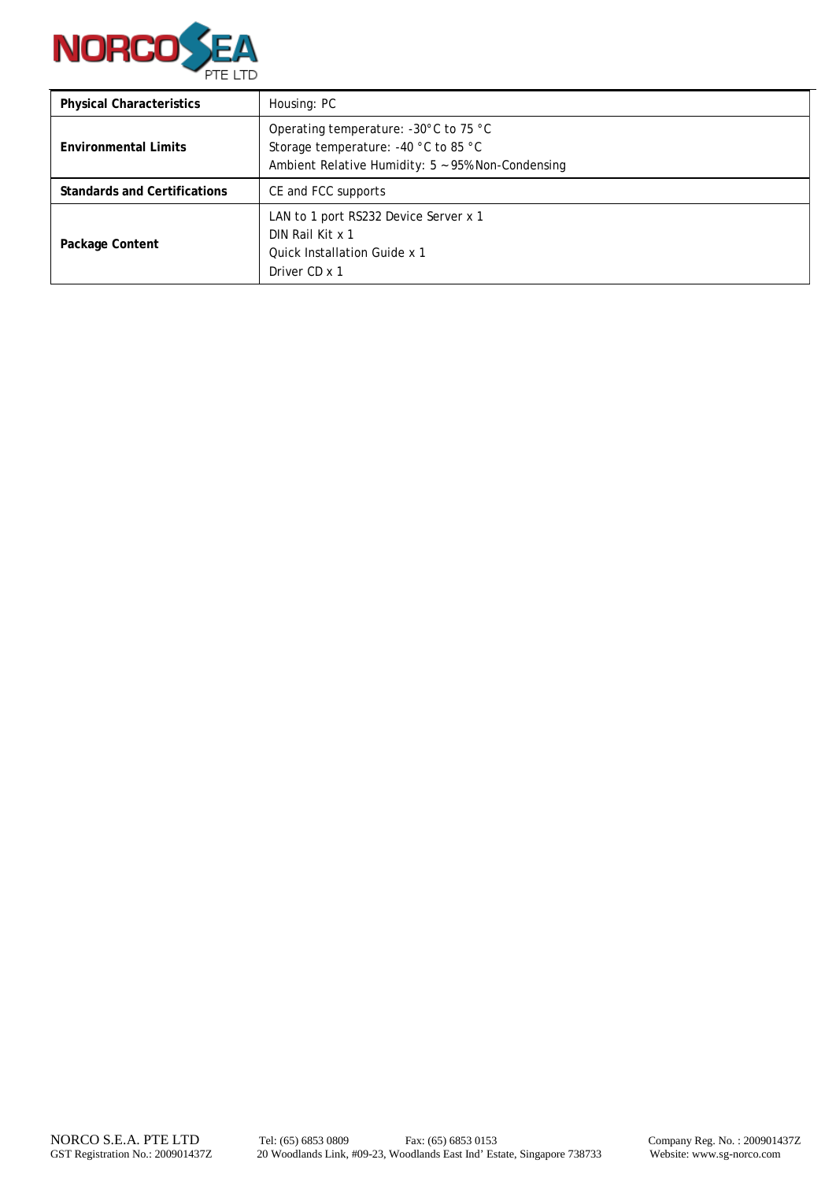| | |
|---|---|
| **Physical Characteristics** | Housing: PC |
| **Environmental Limits** | Operating temperature: -30°C to 75 °C<br>Storage temperature: -40 °C to 85 °C<br>Ambient Relative Humidity: 5 ~ 95% Non-Condensing |
| **Standards and Certifications** | CE and FCC supports |
| **Package Content** | LAN to 1 port RS232 Device Server x 1<br>DIN Rail Kit x 1<br>Quick Installation Guide x 1<br>Driver CD x 1 |